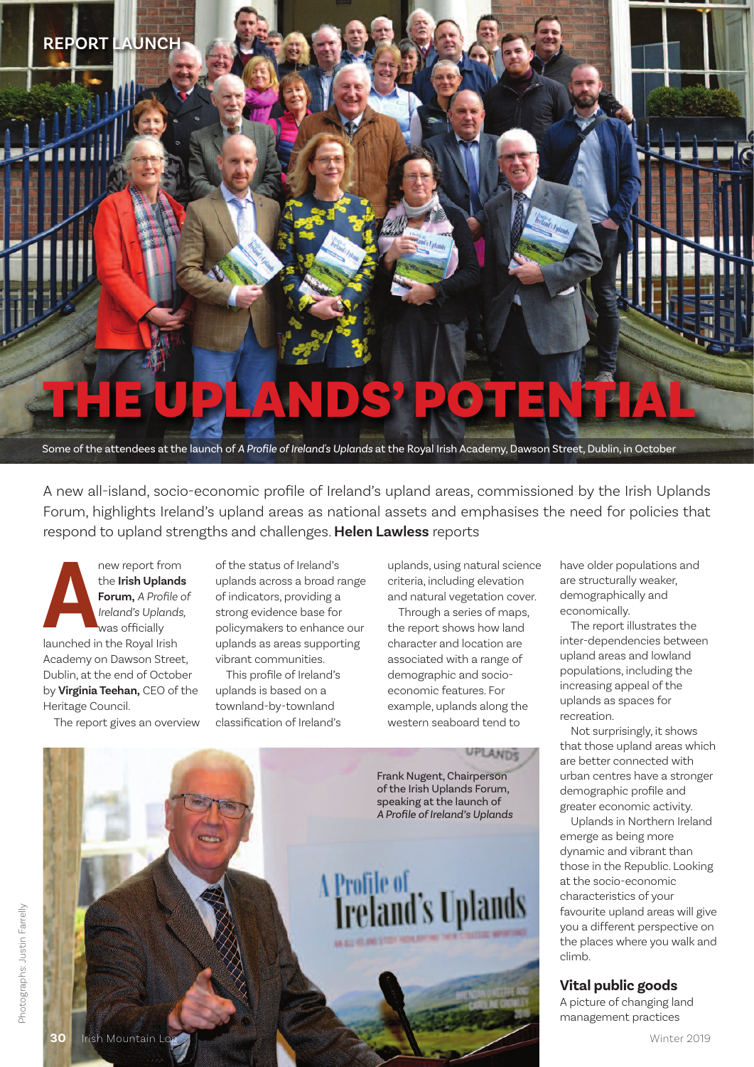REPORT LAUNCH

# THE UPLANDS' POTENTIAL

Some of the attendees at the launch of *A Profile of Ireland's Uplands* at the Royal Irish Academy, Dawson Street, Dublin, in October

A new all-island, socio-economic profile of Ireland's upland areas, commissioned by the Irish Uplands Forum, highlights Ireland's upland areas as national assets and emphasises the need for policies that respond to upland strengths and challenges. **Helen Lawless** reports

A new report from the **Irish Uplands Forum,** *A Profile of Ireland's Uplands,* was officially launched in the Royal Irish Academy on Dawson Street, Dublin, at the end of October by **Virginia Teehan,** CEO of the Heritage Council.

The report gives an overview of the status of Ireland's uplands across a broad range of indicators, providing a strong evidence base for policymakers to enhance our uplands as areas supporting vibrant communities.

This profile of Ireland's uplands is based on a townland-by-townland classification of Ireland's uplands, using natural science criteria, including elevation and natural vegetation cover.

Through a series of maps, the report shows how land character and location are associated with a range of demographic and socio-economic features. For example, uplands along the western seaboard tend to have older populations and are structurally weaker, demographically and economically.

The report illustrates the inter-dependencies between upland areas and lowland populations, including the increasing appeal of the uplands as spaces for recreation.

Not surprisingly, it shows that those upland areas which are better connected with urban centres have a stronger demographic profile and greater economic activity.

Uplands in Northern Ireland emerge as being more dynamic and vibrant than those in the Republic. Looking at the socio-economic characteristics of your favourite upland areas will give you a different perspective on the places where you walk and climb.

Frank Nugent, Chairperson of the Irish Uplands Forum, speaking at the launch of *A Profile of Ireland's Uplands*

Photographs: Justin Farrelly

## Vital public goods

A picture of changing land management practices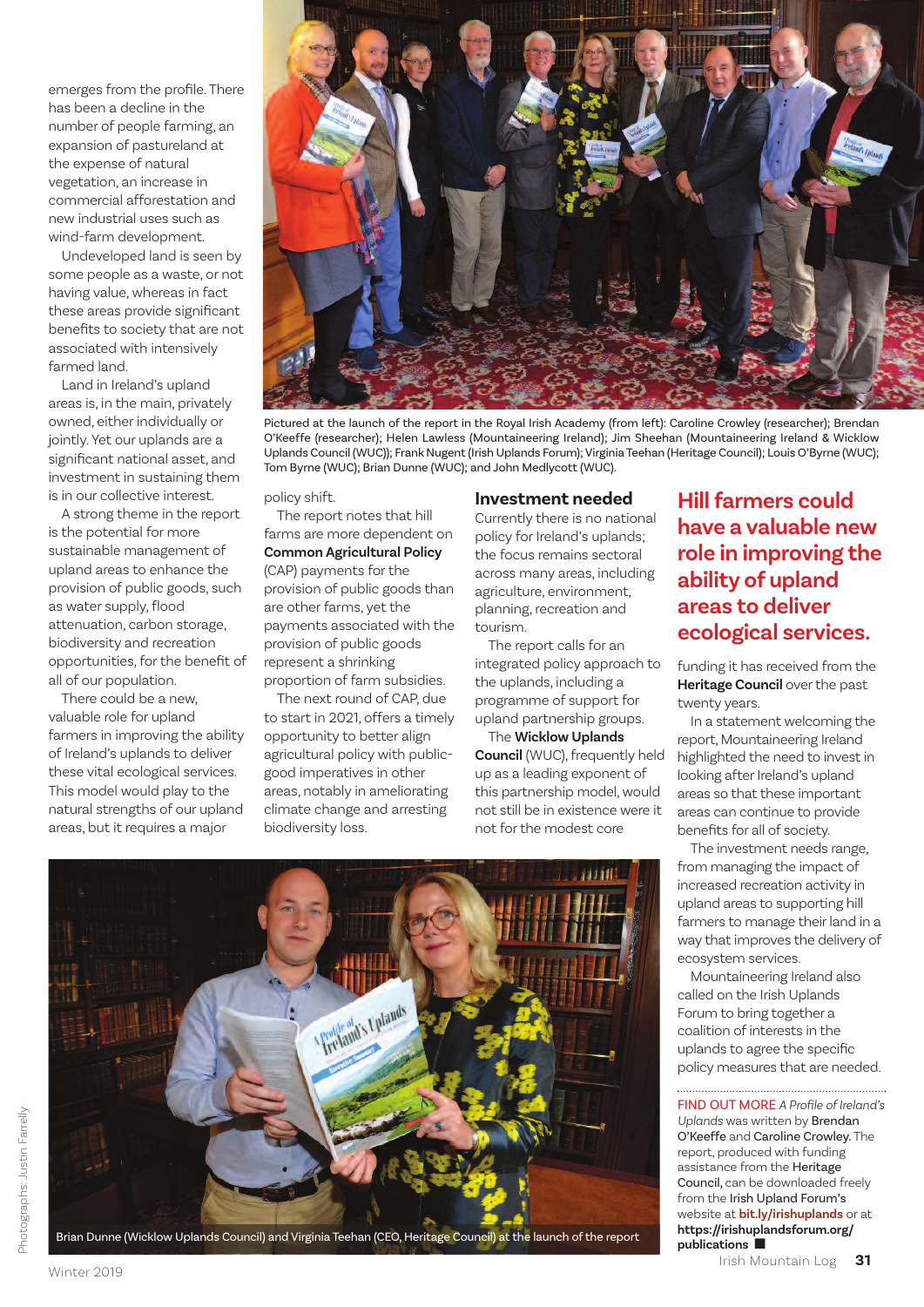emerges from the profile. There has been a decline in the number of people farming, an expansion of pastureland at the expense of natural vegetation, an increase in commercial afforestation and new industrial uses such as wind-farm development.

Undeveloped land is seen by some people as a waste, or not having value, whereas in fact these areas provide significant benefits to society that are not associated with intensively farmed land.

Land in Ireland's upland areas is, in the main, privately owned, either individually or jointly. Yet our uplands are a significant national asset, and investment in sustaining them is in our collective interest.

A strong theme in the report is the potential for more sustainable management of upland areas to enhance the provision of public goods, such as water supply, flood attenuation, carbon storage, biodiversity and recreation opportunities, for the benefit of all of our population.

There could be a new, valuable role for upland farmers in improving the ability of Ireland's uplands to deliver these vital ecological services. This model would play to the natural strengths of our upland areas, but it requires a major policy shift.

The report notes that hill farms are more dependent on **Common Agricultural Policy** (CAP) payments for the provision of public goods than are other farms, yet the payments associated with the provision of public goods represent a shrinking proportion of farm subsidies.

The next round of CAP, due to start in 2021, offers a timely opportunity to better align agricultural policy with public-good imperatives in other areas, notably in ameliorating climate change and arresting biodiversity loss.

Pictured at the launch of the report in the Royal Irish Academy (from left): Caroline Crowley (researcher); Brendan O'Keeffe (researcher); Helen Lawless (Mountaineering Ireland); Jim Sheehan (Mountaineering Ireland & Wicklow Uplands Council (WUC)); Frank Nugent (Irish Uplands Forum); Virginia Teehan (Heritage Council); Louis O'Byrne (WUC); Tom Byrne (WUC); Brian Dunne (WUC); and John Medlycott (WUC).

## Investment needed

Currently there is no national policy for Ireland's uplands; the focus remains sectoral across many areas, including agriculture, environment, planning, recreation and tourism.

The report calls for an integrated policy approach to the uplands, including a programme of support for upland partnership groups.

The **Wicklow Uplands Council** (WUC), frequently held up as a leading exponent of this partnership model, would not still be in existence were it not for the modest core funding it has received from the **Heritage Council** over the past twenty years.

## Hill farmers could have a valuable new role in improving the ability of upland areas to deliver ecological services.

In a statement welcoming the report, Mountaineering Ireland highlighted the need to invest in looking after Ireland's upland areas so that these important areas can continue to provide benefits for all of society.

The investment needs range, from managing the impact of increased recreation activity in upland areas to supporting hill farmers to manage their land in a way that improves the delivery of ecosystem services.

Mountaineering Ireland also called on the Irish Uplands Forum to bring together a coalition of interests in the uplands to agree the specific policy measures that are needed.

FIND OUT MORE *A Profile of Ireland's Uplands* was written by **Brendan O'Keeffe** and **Caroline Crowley**. The report, produced with funding assistance from the **Heritage Council**, can be downloaded freely from the **Irish Upland Forum's** website at **bit.ly/irishuplands** or at **https://irishuplandsforum.org/publications** ■

Brian Dunne (Wicklow Uplands Council) and Virginia Teehan (CEO, Heritage Council) at the launch of the report

Photographs: Justin Farrelly